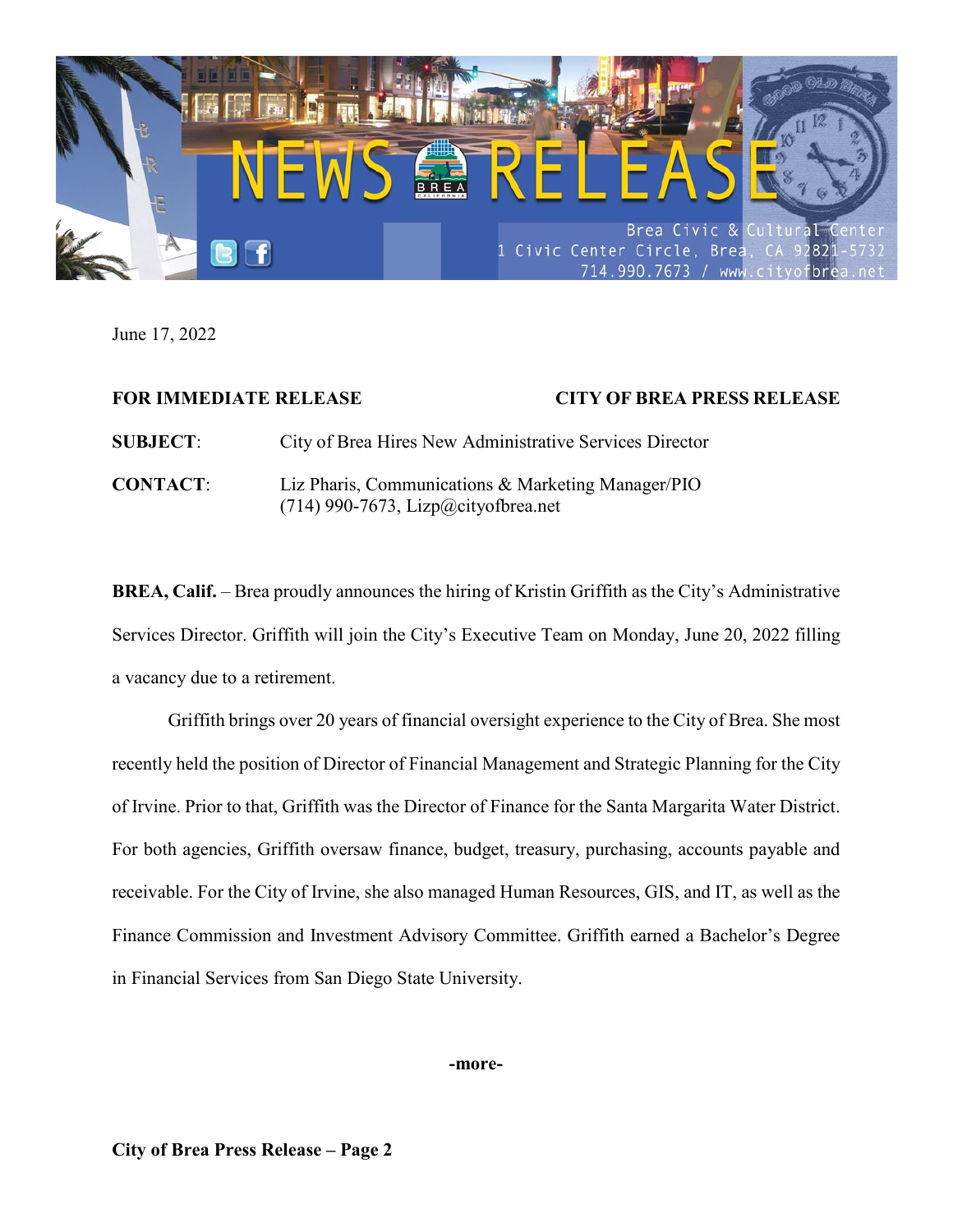NEWS RELEASE

Brea Civic & Cultural Center
1 Civic Center Circle, Brea, CA 92821-5732
714.990.7673 / www.cityofbrea.net

June 17, 2022

**FOR IMMEDIATE RELEASE** **CITY OF BREA PRESS RELEASE**

**SUBJECT**: City of Brea Hires New Administrative Services Director

**CONTACT**: Liz Pharis, Communications & Marketing Manager/PIO
(714) 990-7673, Lizp@cityofbrea.net

**BREA, Calif.** – Brea proudly announces the hiring of Kristin Griffith as the City's Administrative Services Director. Griffith will join the City's Executive Team on Monday, June 20, 2022 filling a vacancy due to a retirement.

Griffith brings over 20 years of financial oversight experience to the City of Brea. She most recently held the position of Director of Financial Management and Strategic Planning for the City of Irvine. Prior to that, Griffith was the Director of Finance for the Santa Margarita Water District. For both agencies, Griffith oversaw finance, budget, treasury, purchasing, accounts payable and receivable. For the City of Irvine, she also managed Human Resources, GIS, and IT, as well as the Finance Commission and Investment Advisory Committee. Griffith earned a Bachelor's Degree in Financial Services from San Diego State University.

**-more-**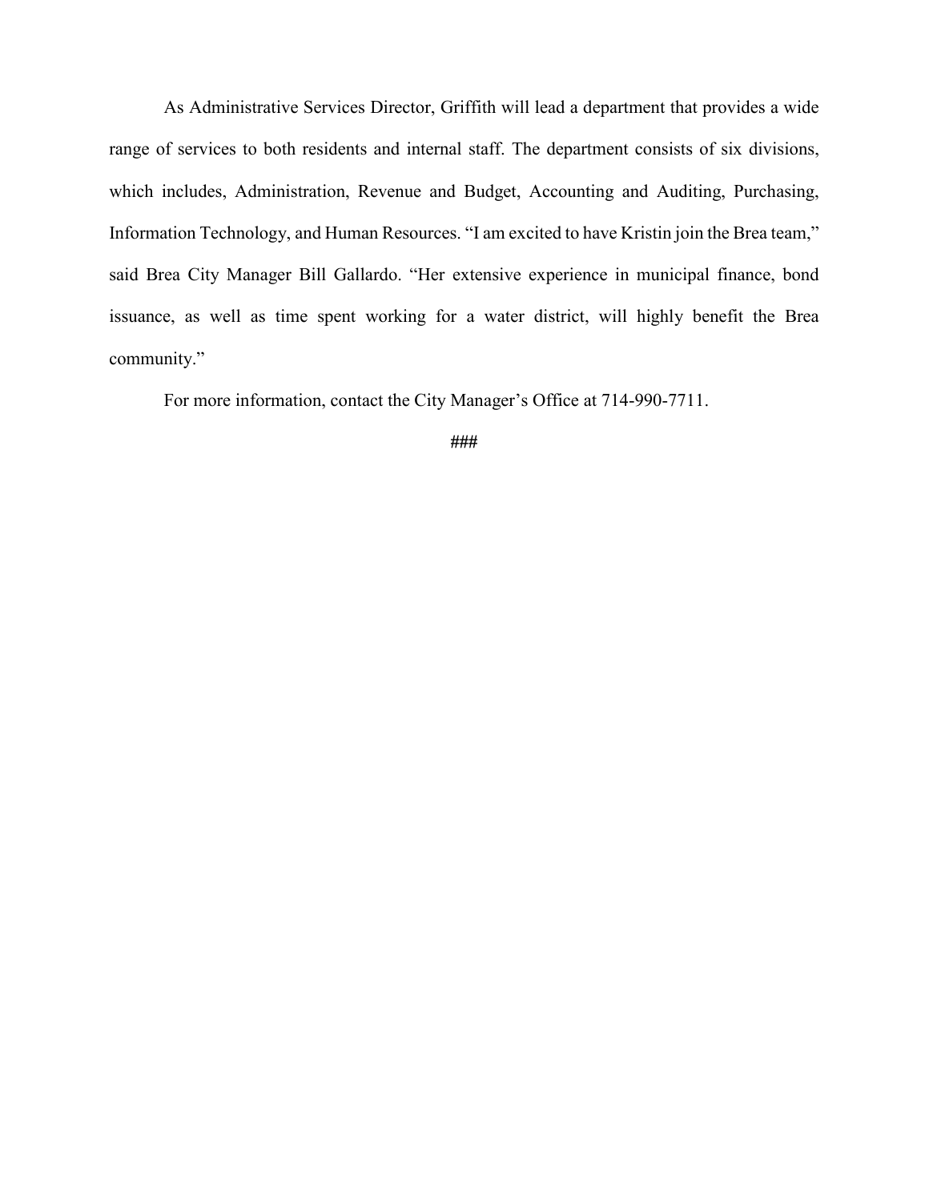As Administrative Services Director, Griffith will lead a department that provides a wide range of services to both residents and internal staff. The department consists of six divisions, which includes, Administration, Revenue and Budget, Accounting and Auditing, Purchasing, Information Technology, and Human Resources. “I am excited to have Kristin join the Brea team,” said Brea City Manager Bill Gallardo. “Her extensive experience in municipal finance, bond issuance, as well as time spent working for a water district, will highly benefit the Brea community.”

For more information, contact the City Manager’s Office at 714-990-7711.

###